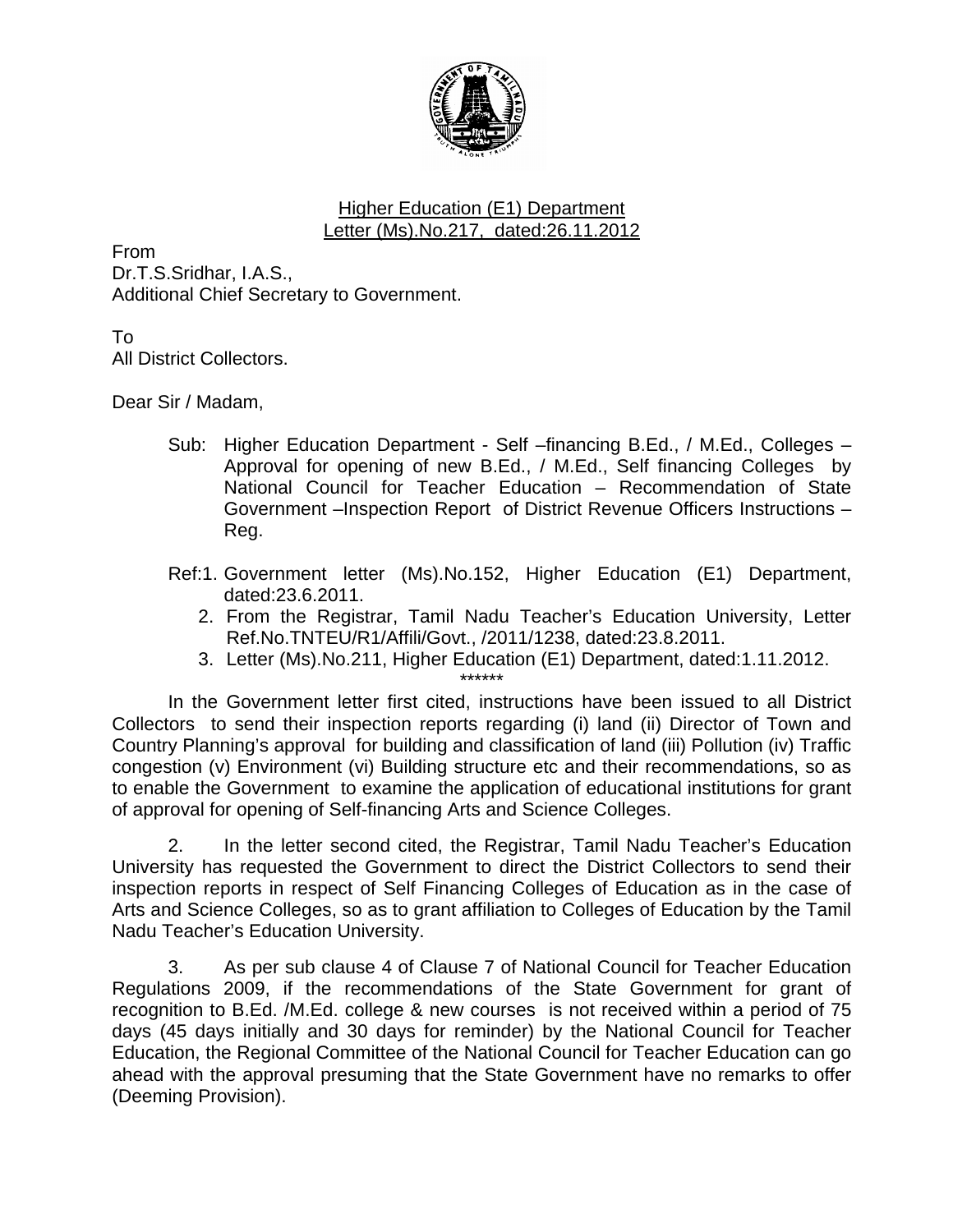Higher Education (E1) Department
Letter (Ms).No.217, dated:26.11.2012

From
Dr.T.S.Sridhar, I.A.S.,
Additional Chief Secretary to Government.

To
All District Collectors.

Dear Sir / Madam,

Sub: Higher Education Department - Self –financing B.Ed., / M.Ed., Colleges – Approval for opening of new B.Ed., / M.Ed., Self financing Colleges by National Council for Teacher Education – Recommendation of State Government –Inspection Report of District Revenue Officers Instructions – Reg.

Ref:1. Government letter (Ms).No.152, Higher Education (E1) Department, dated:23.6.2011.
2. From the Registrar, Tamil Nadu Teacher's Education University, Letter Ref.No.TNTEU/R1/Affili/Govt., /2011/1238, dated:23.8.2011.
3. Letter (Ms).No.211, Higher Education (E1) Department, dated:1.11.2012.

******

In the Government letter first cited, instructions have been issued to all District Collectors to send their inspection reports regarding (i) land (ii) Director of Town and Country Planning's approval for building and classification of land (iii) Pollution (iv) Traffic congestion (v) Environment (vi) Building structure etc and their recommendations, so as to enable the Government to examine the application of educational institutions for grant of approval for opening of Self-financing Arts and Science Colleges.

2. In the letter second cited, the Registrar, Tamil Nadu Teacher's Education University has requested the Government to direct the District Collectors to send their inspection reports in respect of Self Financing Colleges of Education as in the case of Arts and Science Colleges, so as to grant affiliation to Colleges of Education by the Tamil Nadu Teacher's Education University.

3. As per sub clause 4 of Clause 7 of National Council for Teacher Education Regulations 2009, if the recommendations of the State Government for grant of recognition to B.Ed. /M.Ed. college & new courses is not received within a period of 75 days (45 days initially and 30 days for reminder) by the National Council for Teacher Education, the Regional Committee of the National Council for Teacher Education can go ahead with the approval presuming that the State Government have no remarks to offer (Deeming Provision).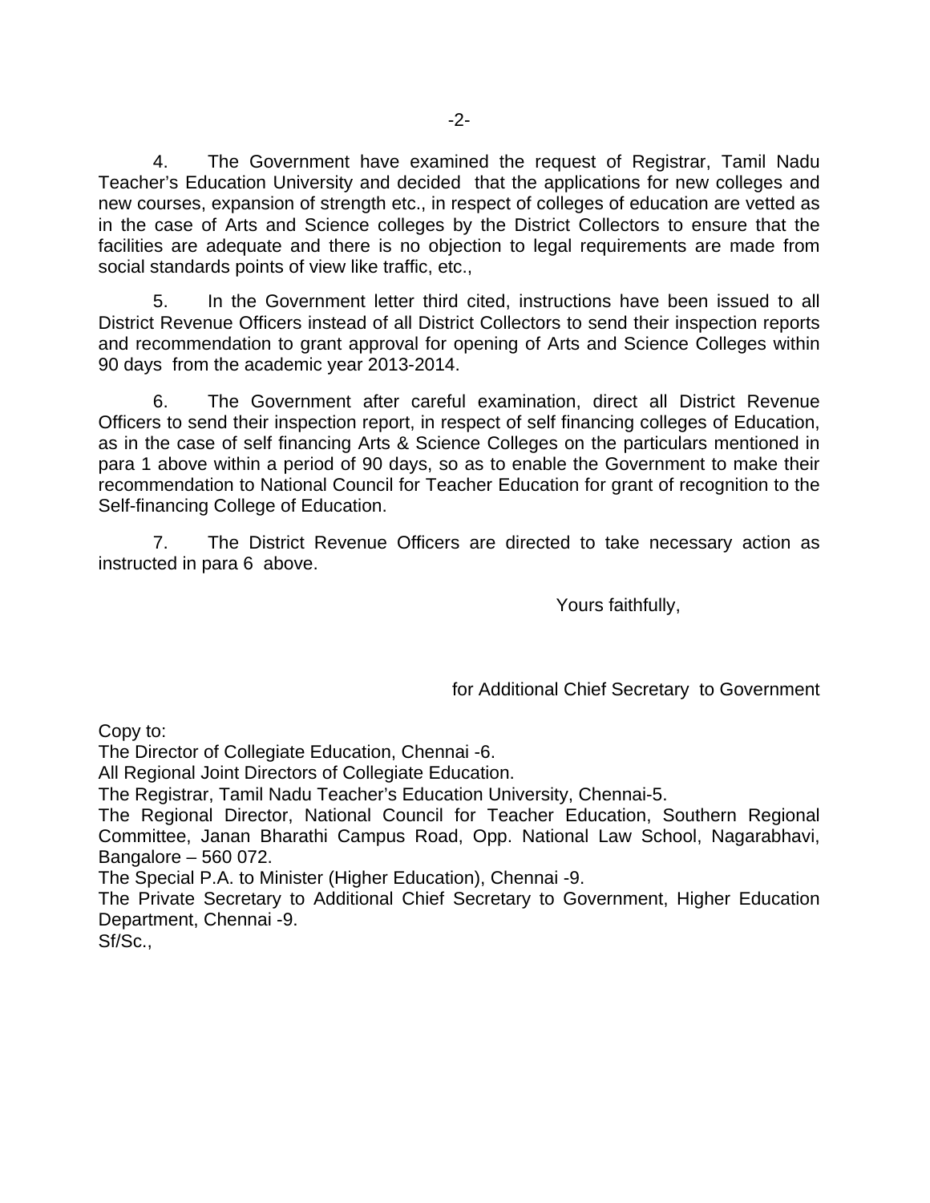4. The Government have examined the request of Registrar, Tamil Nadu Teacher's Education University and decided that the applications for new colleges and new courses, expansion of strength etc., in respect of colleges of education are vetted as in the case of Arts and Science colleges by the District Collectors to ensure that the facilities are adequate and there is no objection to legal requirements are made from social standards points of view like traffic, etc.,

5. In the Government letter third cited, instructions have been issued to all District Revenue Officers instead of all District Collectors to send their inspection reports and recommendation to grant approval for opening of Arts and Science Colleges within 90 days from the academic year 2013-2014.

6. The Government after careful examination, direct all District Revenue Officers to send their inspection report, in respect of self financing colleges of Education, as in the case of self financing Arts & Science Colleges on the particulars mentioned in para 1 above within a period of 90 days, so as to enable the Government to make their recommendation to National Council for Teacher Education for grant of recognition to the Self-financing College of Education.

7. The District Revenue Officers are directed to take necessary action as instructed in para 6 above.

Yours faithfully,

for Additional Chief Secretary to Government

Copy to:
The Director of Collegiate Education, Chennai -6.
All Regional Joint Directors of Collegiate Education.
The Registrar, Tamil Nadu Teacher's Education University, Chennai-5.
The Regional Director, National Council for Teacher Education, Southern Regional Committee, Janan Bharathi Campus Road, Opp. National Law School, Nagarabhavi, Bangalore – 560 072.
The Special P.A. to Minister (Higher Education), Chennai -9.
The Private Secretary to Additional Chief Secretary to Government, Higher Education Department, Chennai -9.
Sf/Sc.,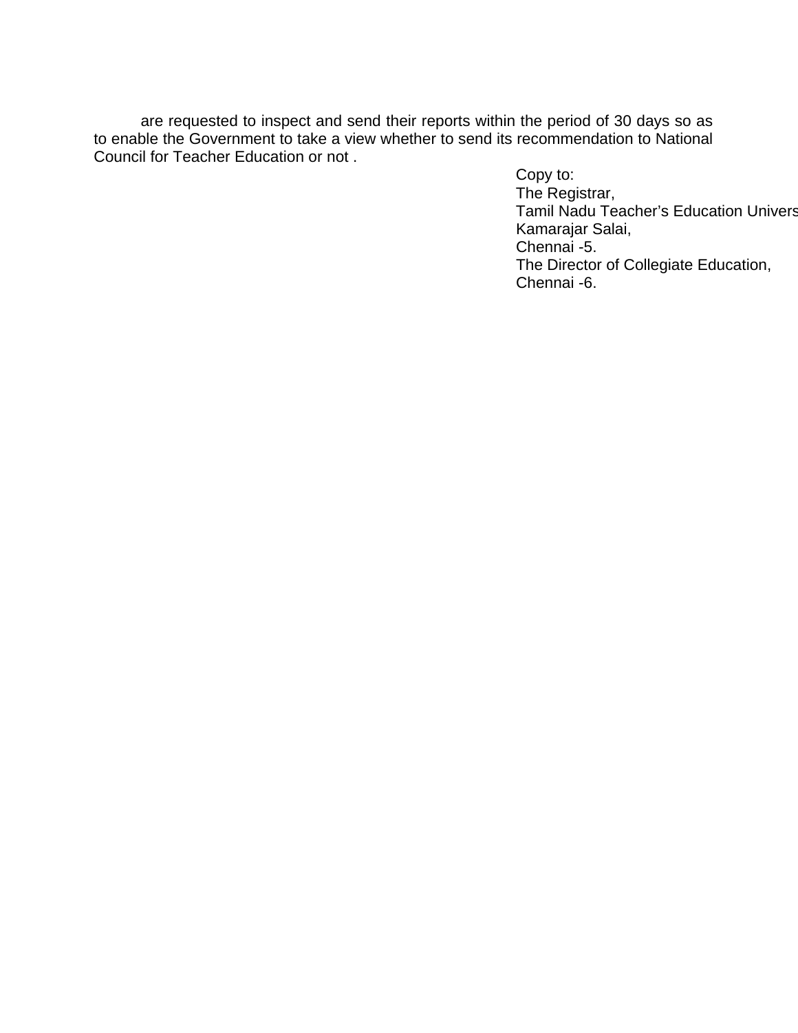are requested to inspect and send their reports within the period of 30 days so as to enable the Government to take a view whether to send its recommendation to National Council for Teacher Education or not .

Copy to:
The Registrar,
Tamil Nadu Teacher's Education Univers
Kamarajar Salai,
Chennai -5.
The Director of Collegiate Education,
Chennai -6.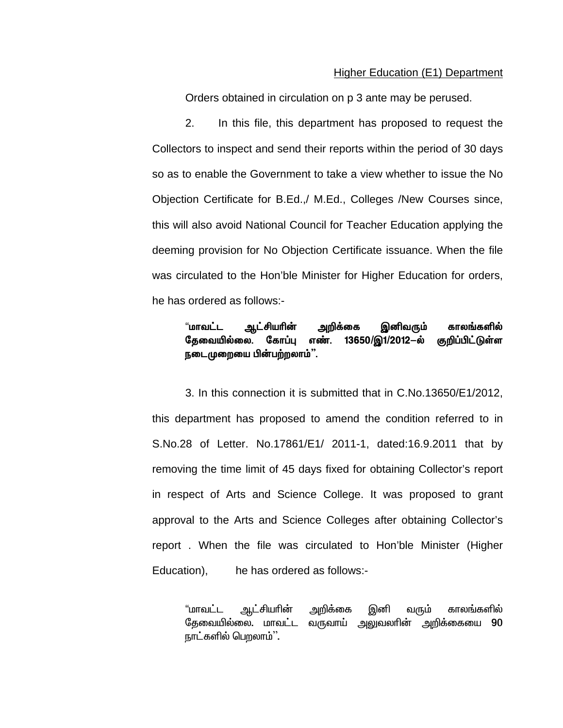<u>Higher Education (E1) Department</u>

Orders obtained in circulation on p 3 ante may be perused.

2. In this file, this department has proposed to request the Collectors to inspect and send their reports within the period of 30 days so as to enable the Government to take a view whether to issue the No Objection Certificate for B.Ed.,/ M.Ed., Colleges /New Courses since, this will also avoid National Council for Teacher Education applying the deeming provision for No Objection Certificate issuance. When the file was circulated to the Hon'ble Minister for Higher Education for orders, he has ordered as follows:-

> **"மாவட்ட ஆட்சியரின் அறிக்கை இனிவரும் காலங்களில் தேவையில்லை. கோப்பு எண். 13650/இ1/2012–ல் குறிப்பிட்டுள்ள நடைமுறையை பின்பற்றலாம்".**

3. In this connection it is submitted that in C.No.13650/E1/2012, this department has proposed to amend the condition referred to in S.No.28 of Letter. No.17861/E1/ 2011-1, dated:16.9.2011 that by removing the time limit of 45 days fixed for obtaining Collector's report in respect of Arts and Science College. It was proposed to grant approval to the Arts and Science Colleges after obtaining Collector's report . When the file was circulated to Hon'ble Minister (Higher Education), he has ordered as follows:-

> "மாவட்ட ஆட்சியரின் அறிக்கை இனி வரும் காலங்களில் தேவையில்லை. மாவட்ட வருவாய் அலுவலரின் அறிக்கையை 90 நாட்களில் பெறலாம்".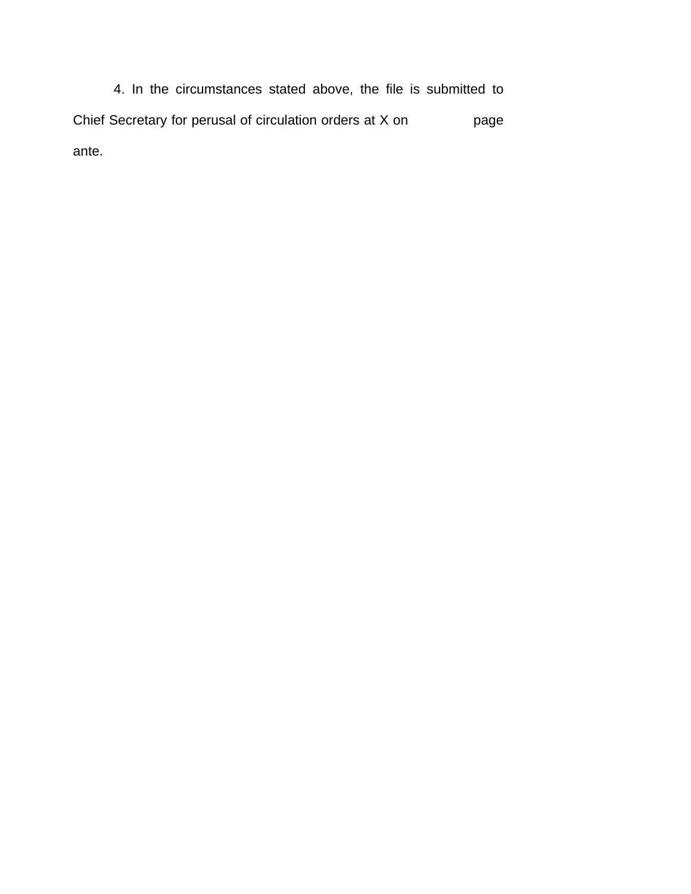4. In the circumstances stated above, the file is submitted to Chief Secretary for perusal of circulation orders at X on page ante.